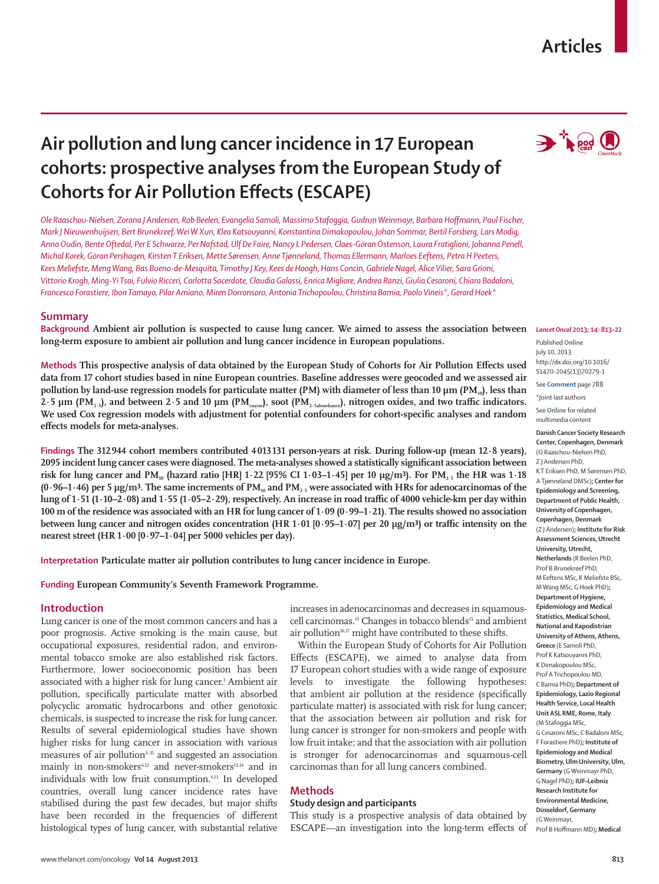Articles

# Air pollution and lung cancer incidence in 17 European cohorts: prospective analyses from the European Study of Cohorts for Air Pollution Effects (ESCAPE)

*Ole Raaschou-Nielsen, Zorana J Andersen, Rob Beelen, Evangelia Samoli, Massimo Stafoggia, Gudrun Weinmayr, Barbara Hoffmann, Paul Fischer, Mark J Nieuwenhuijsen, Bert Brunekreef, Wei W Xun, Klea Katsouyanni, Konstantina Dimakopoulou, Johan Sommar, Bertil Forsberg, Lars Modig, Anna Oudin, Bente Oftedal, Per E Schwarze, Per Nafstad, Ulf De Faire, Nancy L Pedersen, Claes-Göran Östenson, Laura Fratiglioni, Johanna Penell, Michal Korek, Göran Pershagen, Kirsten T Eriksen, Mette Sørensen, Anne Tjønneland, Thomas Ellermann, Marloes Eeftens, Petra H Peeters, Kees Meliefste, Meng Wang, Bas Bueno-de-Mesquita, Timothy J Key, Kees de Hoogh, Hans Concin, Gabriele Nagel, Alice Vilier, Sara Grioni, Vittorio Krogh, Ming-Yi Tsai, Fulvio Ricceri, Carlotta Sacerdote, Claudia Galassi, Enrica Migliore, Andrea Ranzi, Giulia Cesaroni, Chiara Badaloni, Francesco Forastiere, Ibon Tamayo, Pilar Amiano, Miren Dorronsoro, Antonia Trichopoulou, Christina Bamia, Paolo Vineis\*, Gerard Hoek\**

## Summary

**Background** Ambient air pollution is suspected to cause lung cancer. We aimed to assess the association between long-term exposure to ambient air pollution and lung cancer incidence in European populations.

**Methods** This prospective analysis of data obtained by the European Study of Cohorts for Air Pollution Effects used data from 17 cohort studies based in nine European countries. Baseline addresses were geocoded and we assessed air pollution by land-use regression models for particulate matter (PM) with diameter of less than 10 μm ($PM_{10}$), less than 2·5 μm ($PM_{2\cdot5}$), and between 2·5 and 10 μm ($PM_{coarse}$), soot ($PM_{2\cdot5absorbance}$), nitrogen oxides, and two traffic indicators. We used Cox regression models with adjustment for potential confounders for cohort-specific analyses and random effects models for meta-analyses.

**Findings** The 312 944 cohort members contributed 4 013 131 person-years at risk. During follow-up (mean 12·8 years), 2095 incident lung cancer cases were diagnosed. The meta-analyses showed a statistically significant association between risk for lung cancer and $PM_{10}$ (hazard ratio [HR] 1·22 [95% CI 1·03–1·45] per 10 μg/m³). For $PM_{2\cdot5}$ the HR was 1·18 (0·96–1·46) per 5 μg/m³. The same increments of $PM_{10}$ and $PM_{2\cdot5}$ were associated with HRs for adenocarcinomas of the lung of 1·51 (1·10–2·08) and 1·55 (1·05–2·29), respectively. An increase in road traffic of 4000 vehicle-km per day within 100 m of the residence was associated with an HR for lung cancer of 1·09 (0·99–1·21). The results showed no association between lung cancer and nitrogen oxides concentration (HR 1·01 [0·95–1·07] per 20 μg/m³) or traffic intensity on the nearest street (HR 1·00 [0·97–1·04] per 5000 vehicles per day).

**Interpretation** Particulate matter air pollution contributes to lung cancer incidence in Europe.

**Funding** European Community's Seventh Framework Programme.

*Lancet Oncol* 2013; 14: 813–22

Published Online July 10, 2013 http://dx.doi.org/10.1016/S1470-2045(13)70279-1

See **Comment** page 788

\*Joint last authors

See **Online** for related multimedia content

**Danish Cancer Society Research Center, Copenhagen, Denmark** (O Raaschou-Nielsen PhD, Z J Andersen PhD, K T Eriksen PhD, M Sørensen PhD, A Tjønneland DMSc); **Center for Epidemiology and Screening, Department of Public Health, University of Copenhagen, Copenhagen, Denmark** (Z J Andersen); **Institute for Risk Assessment Sciences, Utrecht University, Utrecht, Netherlands** (R Beelen PhD, Prof B Brunekreef PhD, M Eeftens MSc, K Meliefste BSc, M Wang MSc, G Hoek PhD); **Department of Hygiene, Epidemiology and Medical Statistics, Medical School, National and Kapodistrian University of Athens, Athens, Greece** (E Samoli PhD, Prof K Katsouyanni PhD, K Dimakopoulou MSc, Prof A Trichopoulou MD, C Bamia PhD); **Department of Epidemiology, Lazio Regional Health Service, Local Health Unit ASL RME, Rome, Italy** (M Stafoggia MSc, G Cesaroni MSc, C Badaloni MSc, F Forastiere PhD); **Institute of Epidemiology and Medical Biometry, Ulm University, Ulm, Germany** (G Weinmayr PhD, G Nagel PhD); **IUF–Leibniz Research Institute for Environmental Medicine, Düsseldorf, Germany** (G Weinmayr, Prof B Hoffmann MD); **Medical**

## Introduction

Lung cancer is one of the most common cancers and has a poor prognosis. Active smoking is the main cause, but occupational exposures, residential radon, and environmental tobacco smoke are also established risk factors. Furthermore, lower socioeconomic position has been associated with a higher risk for lung cancer.[1] Ambient air pollution, specifically particulate matter with absorbed polycyclic aromatic hydrocarbons and other genotoxic chemicals, is suspected to increase the risk for lung cancer. Results of several epidemiological studies have shown higher risks for lung cancer in association with various measures of air pollution[2–11] and suggested an association mainly in non-smokers[4,12] and never-smokers[13,14] and in individuals with low fruit consumption.[4,13] In developed countries, overall lung cancer incidence rates have stabilised during the past few decades, but major shifts have been recorded in the frequencies of different histological types of lung cancer, with substantial relative increases in adenocarcinomas and decreases in squamous-cell carcinomas.[15] Changes in tobacco blends[15] and ambient air pollution[16,17] might have contributed to these shifts.

Within the European Study of Cohorts for Air Pollution Effects (ESCAPE), we aimed to analyse data from 17 European cohort studies with a wide range of exposure levels to investigate the following hypotheses: that ambient air pollution at the residence (specifically particulate matter) is associated with risk for lung cancer; that the association between air pollution and risk for lung cancer is stronger for non-smokers and people with low fruit intake; and that the association with air pollution is stronger for adenocarcinomas and squamous-cell carcinomas than for all lung cancers combined.

## Methods

### Study design and participants

This study is a prospective analysis of data obtained by ESCAPE—an investigation into the long-term effects of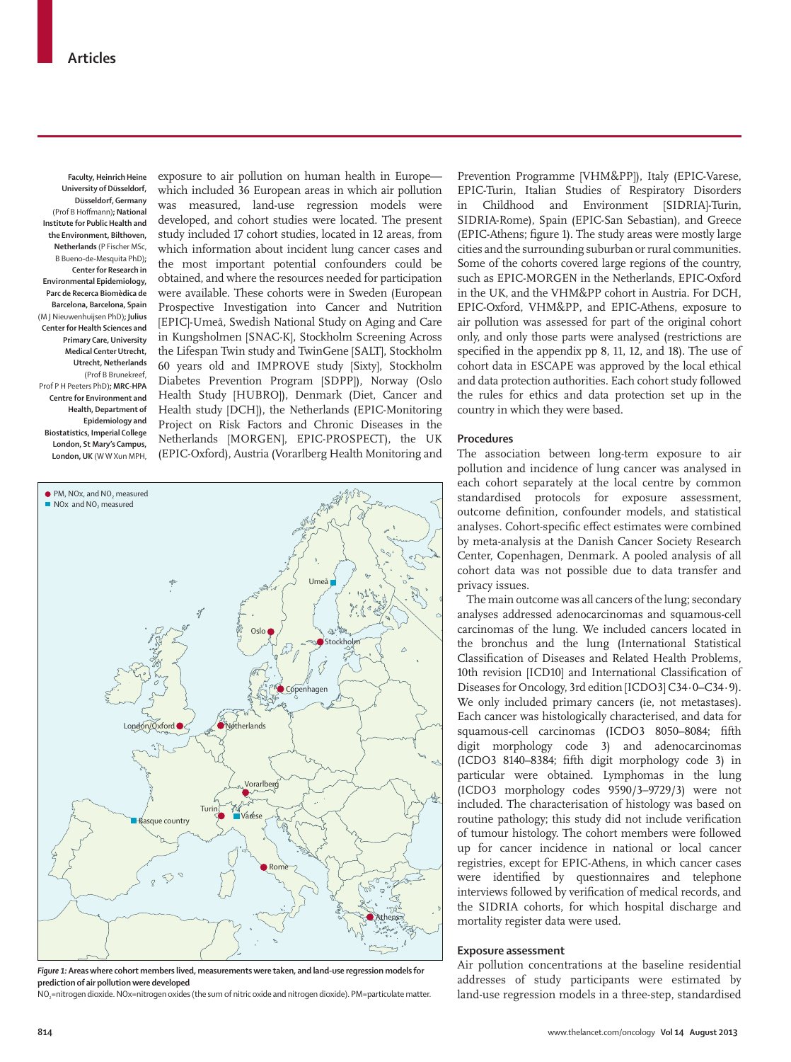exposure to air pollution on human health in Europe—which included 36 European areas in which air pollution was measured, land-use regression models were developed, and cohort studies were located. The present study included 17 cohort studies, located in 12 areas, from which information about incident lung cancer cases and the most important potential confounders could be obtained, and where the resources needed for participation were available. These cohorts were in Sweden (European Prospective Investigation into Cancer and Nutrition [EPIC]-Umeå, Swedish National Study on Aging and Care in Kungsholmen [SNAC-K], Stockholm Screening Across the Lifespan Twin study and TwinGene [SALT], Stockholm 60 years old and IMPROVE study [Sixty], Stockholm Diabetes Prevention Program [SDPP]), Norway (Oslo Health Study [HUBRO]), Denmark (Diet, Cancer and Health study [DCH]), the Netherlands (EPIC-Monitoring Project on Risk Factors and Chronic Diseases in the Netherlands [MORGEN], EPIC-PROSPECT), the UK (EPIC-Oxford), Austria (Vorarlberg Health Monitoring and Prevention Programme [VHM&PP]), Italy (EPIC-Varese, EPIC-Turin, Italian Studies of Respiratory Disorders in Childhood and Environment [SIDRIA]-Turin, SIDRIA-Rome), Spain (EPIC-San Sebastian), and Greece (EPIC-Athens; figure 1). The study areas were mostly large cities and the surrounding suburban or rural communities. Some of the cohorts covered large regions of the country, such as EPIC-MORGEN in the Netherlands, EPIC-Oxford in the UK, and the VHM&PP cohort in Austria. For DCH, EPIC-Oxford, VHM&PP, and EPIC-Athens, exposure to air pollution was assessed for part of the original cohort only, and only those parts were analysed (restrictions are specified in the appendix pp 8, 11, 12, and 18). The use of cohort data in ESCAPE was approved by the local ethical and data protection authorities. Each cohort study followed the rules for ethics and data protection set up in the country in which they were based.

Faculty, Heinrich Heine University of Düsseldorf, Düsseldorf, Germany (Prof B Hoffmann); National Institute for Public Health and the Environment, Bilthoven, Netherlands (P Fischer MSc, B Bueno-de-Mesquita PhD); Center for Research in Environmental Epidemiology, Parc de Recerca Biomèdica de Barcelona, Barcelona, Spain (M J Nieuwenhuijsen PhD); Julius Center for Health Sciences and Primary Care, University Medical Center Utrecht, Utrecht, Netherlands (Prof B Brunekreef, Prof P H Peeters PhD); MRC-HPA Centre for Environment and Health, Department of Epidemiology and Biostatistics, Imperial College London, St Mary's Campus, London, UK (W W Xun MPH,

*Figure 1:* **Areas where cohort members lived, measurements were taken, and land-use regression models for prediction of air pollution were developed**

$NO_2$=nitrogen dioxide. NOx=nitrogen oxides (the sum of nitric oxide and nitrogen dioxide). PM=particulate matter.

## Procedures

The association between long-term exposure to air pollution and incidence of lung cancer was analysed in each cohort separately at the local centre by common standardised protocols for exposure assessment, outcome definition, confounder models, and statistical analyses. Cohort-specific effect estimates were combined by meta-analysis at the Danish Cancer Society Research Center, Copenhagen, Denmark. A pooled analysis of all cohort data was not possible due to data transfer and privacy issues.

The main outcome was all cancers of the lung; secondary analyses addressed adenocarcinomas and squamous-cell carcinomas of the lung. We included cancers located in the bronchus and the lung (International Statistical Classification of Diseases and Related Health Problems, 10th revision [ICD10] and International Classification of Diseases for Oncology, 3rd edition [ICDO3] C34·0–C34·9). We only included primary cancers (ie, not metastases). Each cancer was histologically characterised, and data for squamous-cell carcinomas (ICDO3 8050–8084; fifth digit morphology code 3) and adenocarcinomas (ICDO3 8140–8384; fifth digit morphology code 3) in particular were obtained. Lymphomas in the lung (ICDO3 morphology codes 9590/3–9729/3) were not included. The characterisation of histology was based on routine pathology; this study did not include verification of tumour histology. The cohort members were followed up for cancer incidence in national or local cancer registries, except for EPIC-Athens, in which cancer cases were identified by questionnaires and telephone interviews followed by verification of medical records, and the SIDRIA cohorts, for which hospital discharge and mortality register data were used.

## Exposure assessment

Air pollution concentrations at the baseline residential addresses of study participants were estimated by land-use regression models in a three-step, standardised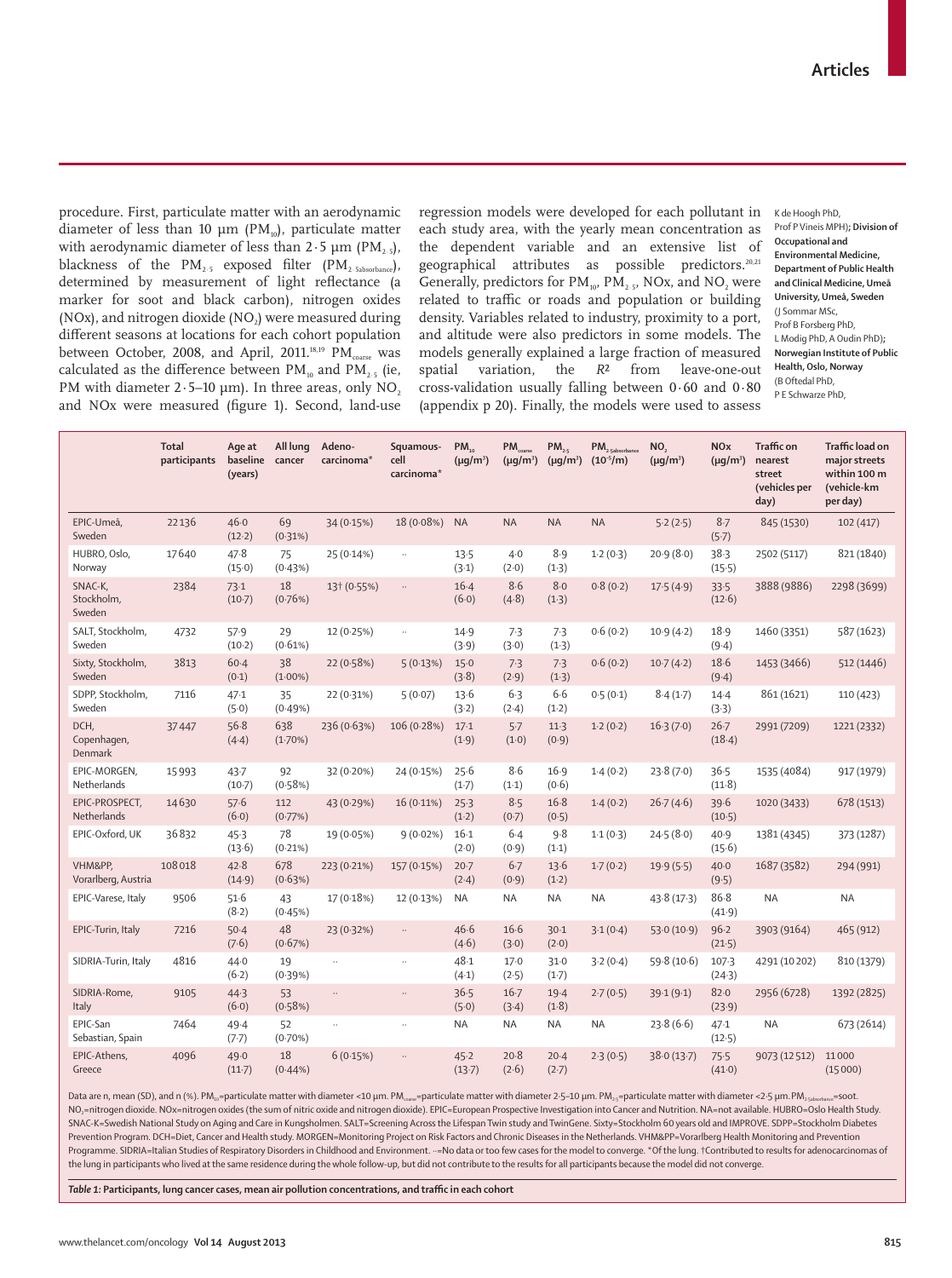procedure. First, particulate matter with an aerodynamic diameter of less than 10 μm ($PM_{10}$), particulate matter with aerodynamic diameter of less than 2·5 μm ($PM_{2·5}$), blackness of the $PM_{2·5}$ exposed filter ($PM_{2·5absorbance}$), determined by measurement of light reflectance (a marker for soot and black carbon), nitrogen oxides (NOx), and nitrogen dioxide ($NO_2$) were measured during different seasons at locations for each cohort population between October, 2008, and April, 2011.[18,19] $PM_{coarse}$ was calculated as the difference between $PM_{10}$ and $PM_{2·5}$ (ie, PM with diameter 2·5–10 μm). In three areas, only $NO_2$ and NOx were measured (figure 1). Second, land-use regression models were developed for each pollutant in each study area, with the yearly mean concentration as the dependent variable and an extensive list of geographical attributes as possible predictors.[20,21] Generally, predictors for $PM_{10}$, $PM_{2·5}$, NOx, and $NO_2$ were related to traffic or roads and population or building density. Variables related to industry, proximity to a port, and altitude were also predictors in some models. The models generally explained a large fraction of measured spatial variation, the $R^2$ from leave-one-out cross-validation usually falling between 0·60 and 0·80 (appendix p 20). Finally, the models were used to assess

K de Hoogh PhD, Prof P Vineis MPH); **Division of Occupational and Environmental Medicine, Department of Public Health and Clinical Medicine, Umeå University, Umeå, Sweden** (J Sommar MSc, Prof B Forsberg PhD, L Modig PhD, A Oudin PhD); **Norwegian Institute of Public Health, Oslo, Norway** (B Oftedal PhD, P E Schwarze PhD,

| | Total participants | Age at baseline (years) | All lung cancer | Adeno-carcinoma* | Squamous-cell carcinoma* | $PM_{10}$ (μg/m³) | $PM_{coarse}$ (μg/m³) | $PM_{2·5}$ (μg/m³) | $PM_{2·5absorbance}$ ($10^{-5}$/m) | $NO_2$ (μg/m³) | NOx (μg/m³) | Traffic on nearest street (vehicles per day) | Traffic load on major streets within 100 m (vehicle-km per day) |
|---|---|---|---|---|---|---|---|---|---|---|---|---|---|
| EPIC-Umeå, Sweden | 22136 | 46·0 (12·2) | 69 (0·31%) | 34 (0·15%) | 18 (0·08%) | NA | NA | NA | NA | 5·2 (2·5) | 8·7 (5·7) | 845 (1530) | 102 (417) |
| HUBRO, Oslo, Norway | 17640 | 47·8 (15·0) | 75 (0·43%) | 25 (0·14%) | ·· | 13·5 (3·1) | 4·0 (2·0) | 8·9 (1·3) | 1·2 (0·3) | 20·9 (8·0) | 38·3 (15·5) | 2502 (5117) | 821 (1840) |
| SNAC-K, Stockholm, Sweden | 2384 | 73·1 (10·7) | 18 (0·76%) | 13† (0·55%) | ·· | 16·4 (6·0) | 8·6 (4·8) | 8·0 (1·3) | 0·8 (0·2) | 17·5 (4·9) | 33·5 (12·6) | 3888 (9886) | 2298 (3699) |
| SALT, Stockholm, Sweden | 4732 | 57·9 (10·2) | 29 (0·61%) | 12 (0·25%) | ·· | 14·9 (3·9) | 7·3 (3·0) | 7·3 (1·3) | 0·6 (0·2) | 10·9 (4·2) | 18·9 (9·4) | 1460 (3351) | 587 (1623) |
| Sixty, Stockholm, Sweden | 3813 | 60·4 (0·1) | 38 (1·00%) | 22 (0·58%) | 5 (0·13%) | 15·0 (3·8) | 7·3 (2·9) | 7·3 (1·3) | 0·6 (0·2) | 10·7 (4·2) | 18·6 (9·4) | 1453 (3466) | 512 (1446) |
| SDPP, Stockholm, Sweden | 7116 | 47·1 (5·0) | 35 (0·49%) | 22 (0·31%) | 5 (0·07) | 13·6 (3·2) | 6·3 (2·4) | 6·6 (1·2) | 0·5 (0·1) | 8·4 (1·7) | 14·4 (3·3) | 861 (1621) | 110 (423) |
| DCH, Copenhagen, Denmark | 37447 | 56·8 (4·4) | 638 (1·70%) | 236 (0·63%) | 106 (0·28%) | 17·1 (1·9) | 5·7 (1·0) | 11·3 (0·9) | 1·2 (0·2) | 16·3 (7·0) | 26·7 (18·4) | 2991 (7209) | 1221 (2332) |
| EPIC-MORGEN, Netherlands | 15993 | 43·7 (10·7) | 92 (0·58%) | 32 (0·20%) | 24 (0·15%) | 25·6 (1·7) | 8·6 (1·1) | 16·9 (0·6) | 1·4 (0·2) | 23·8 (7·0) | 36·5 (11·8) | 1535 (4084) | 917 (1979) |
| EPIC-PROSPECT, Netherlands | 14630 | 57·6 (6·0) | 112 (0·77%) | 43 (0·29%) | 16 (0·11%) | 25·3 (1·2) | 8·5 (0·7) | 16·8 (0·5) | 1·4 (0·2) | 26·7 (4·6) | 39·6 (10·5) | 1020 (3433) | 678 (1513) |
| EPIC-Oxford, UK | 36832 | 45·3 (13·6) | 78 (0·21%) | 19 (0·05%) | 9 (0·02%) | 16·1 (2·0) | 6·4 (0·9) | 9·8 (1·1) | 1·1 (0·3) | 24·5 (8·0) | 40·9 (15·6) | 1381 (4345) | 373 (1287) |
| VHM&PP, Vorarlberg, Austria | 108018 | 42·8 (14·9) | 678 (0·63%) | 223 (0·21%) | 157 (0·15%) | 20·7 (2·4) | 6·7 (0·9) | 13·6 (1·2) | 1·7 (0·2) | 19·9 (5·5) | 40·0 (9·5) | 1687 (3582) | 294 (991) |
| EPIC-Varese, Italy | 9506 | 51·6 (8·2) | 43 (0·45%) | 17 (0·18%) | 12 (0·13%) | NA | NA | NA | NA | 43·8 (17·3) | 86·8 (41·9) | NA | NA |
| EPIC-Turin, Italy | 7216 | 50·4 (7·6) | 48 (0·67%) | 23 (0·32%) | ·· | 46·6 (4·6) | 16·6 (3·0) | 30·1 (2·0) | 3·1 (0·4) | 53·0 (10·9) | 96·2 (21·5) | 3903 (9164) | 465 (912) |
| SIDRIA-Turin, Italy | 4816 | 44·0 (6·2) | 19 (0·39%) | ·· | ·· | 48·1 (4·1) | 17·0 (2·5) | 31·0 (1·7) | 3·2 (0·4) | 59·8 (10·6) | 107·3 (24·3) | 4291 (10202) | 810 (1379) |
| SIDRIA-Rome, Italy | 9105 | 44·3 (6·0) | 53 (0·58%) | ·· | ·· | 36·5 (5·0) | 16·7 (3·4) | 19·4 (1·8) | 2·7 (0·5) | 39·1 (9·1) | 82·0 (23·9) | 2956 (6728) | 1392 (2825) |
| EPIC-San Sebastian, Spain | 7464 | 49·4 (7·7) | 52 (0·70%) | ·· | ·· | NA | NA | NA | NA | 23·8 (6·6) | 47·1 (12·5) | NA | 673 (2614) |
| EPIC-Athens, Greece | 4096 | 49·0 (11·7) | 18 (0·44%) | 6 (0·15%) | ·· | 45·2 (13·7) | 20·8 (2·6) | 20·4 (2·7) | 2·3 (0·5) | 38·0 (13·7) | 75·5 (41·0) | 9073 (12512) | 11000 (15000) |

Data are n, mean (SD), and n (%). $PM_{10}$=particulate matter with diameter <10 μm. $PM_{coarse}$=particulate matter with diameter 2·5–10 μm. $PM_{2·5}$=particulate matter with diameter <2·5 μm. $PM_{2·5absorbance}$=soot. $NO_2$=nitrogen dioxide. NOx=nitrogen oxides (the sum of nitric oxide and nitrogen dioxide). EPIC=European Prospective Investigation into Cancer and Nutrition. NA=not available. HUBRO=Oslo Health Study. SNAC-K=Swedish National Study on Aging and Care in Kungsholmen. SALT=Screening Across the Lifespan Twin study and TwinGene. Sixty=Stockholm 60 years old and IMPROVE. SDPP=Stockholm Diabetes Prevention Program. DCH=Diet, Cancer and Health study. MORGEN=Monitoring Project on Risk Factors and Chronic Diseases in the Netherlands. VHM&PP=Vorarlberg Health Monitoring and Prevention Programme. SIDRIA=Italian Studies of Respiratory Disorders in Childhood and Environment. ··=No data or too few cases for the model to converge. *Of the lung. †Contributed to results for adenocarcinomas of the lung in participants who lived at the same residence during the whole follow-up, but did not contribute to the results for all participants because the model did not converge.

*Table 1:* **Participants, lung cancer cases, mean air pollution concentrations, and traffic in each cohort**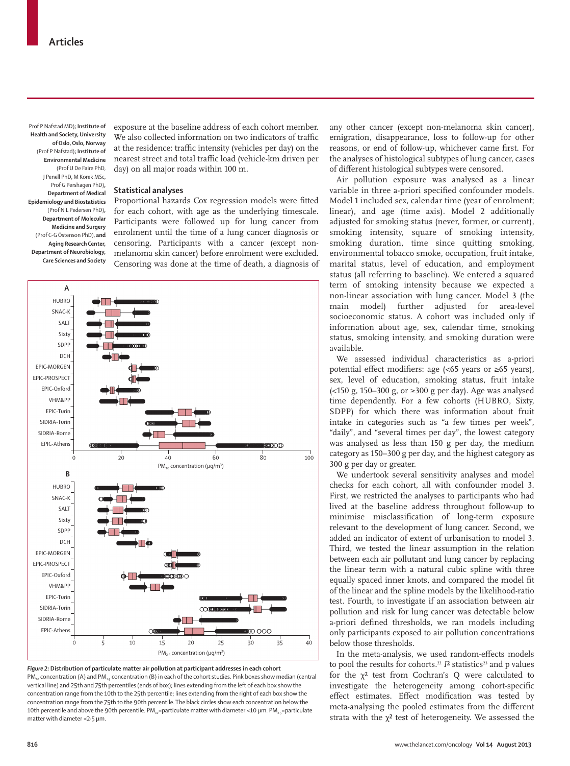Prof P Nafstad MD); **Institute of Health and Society, University of Oslo, Oslo, Norway** (Prof P Nafstad); **Institute of Environmental Medicine** (Prof U De Faire PhD, J Penell PhD, M Korek MSc, Prof G Pershagen PhD), **Department of Medical Epidemiology and Biostatistics** (Prof N L Pedersen PhD), **Department of Molecular Medicine and Surgery** (Prof C-G Östenson PhD), and **Aging Research Center, Department of Neurobiology, Care Sciences and Society**

exposure at the baseline address of each cohort member. We also collected information on two indicators of traffic at the residence: traffic intensity (vehicles per day) on the nearest street and total traffic load (vehicle-km driven per day) on all major roads within 100 m.

### Statistical analyses

Proportional hazards Cox regression models were fitted for each cohort, with age as the underlying timescale. Participants were followed up for lung cancer from enrolment until the time of a lung cancer diagnosis or censoring. Participants with a cancer (except non-melanoma skin cancer) before enrolment were excluded. Censoring was done at the time of death, a diagnosis of any other cancer (except non-melanoma skin cancer), emigration, disappearance, loss to follow-up for other reasons, or end of follow-up, whichever came first. For the analyses of histological subtypes of lung cancer, cases of different histological subtypes were censored.

Air pollution exposure was analysed as a linear variable in three a-priori specified confounder models. Model 1 included sex, calendar time (year of enrolment; linear), and age (time axis). Model 2 additionally adjusted for smoking status (never, former, or current), smoking intensity, square of smoking intensity, smoking duration, time since quitting smoking, environmental tobacco smoke, occupation, fruit intake, marital status, level of education, and employment status (all referring to baseline). We entered a squared term of smoking intensity because we expected a non-linear association with lung cancer. Model 3 (the main model) further adjusted for area-level socioeconomic status. A cohort was included only if information about age, sex, calendar time, smoking status, smoking intensity, and smoking duration were available.

We assessed individual characteristics as a-priori potential effect modifiers: age (<65 years or ≥65 years), sex, level of education, smoking status, fruit intake (<150 g, 150–300 g, or ≥300 g per day). Age was analysed time dependently. For a few cohorts (HUBRO, Sixty, SDPP) for which there was information about fruit intake in categories such as "a few times per week", "daily", and "several times per day", the lowest category was analysed as less than 150 g per day, the medium category as 150–300 g per day, and the highest category as 300 g per day or greater.

We undertook several sensitivity analyses and model checks for each cohort, all with confounder model 3. First, we restricted the analyses to participants who had lived at the baseline address throughout follow-up to minimise misclassification of long-term exposure relevant to the development of lung cancer. Second, we added an indicator of extent of urbanisation to model 3. Third, we tested the linear assumption in the relation between each air pollutant and lung cancer by replacing the linear term with a natural cubic spline with three equally spaced inner knots, and compared the model fit of the linear and the spline models by the likelihood-ratio test. Fourth, to investigate if an association between air pollution and risk for lung cancer was detectable below a-priori defined thresholds, we ran models including only participants exposed to air pollution concentrations below those thresholds.

In the meta-analysis, we used random-effects models to pool the results for cohorts.[22] $I^2$ statistics[23] and p values for the $\chi^2$ test from Cochran's Q were calculated to investigate the heterogeneity among cohort-specific effect estimates. Effect modification was tested by meta-analysing the pooled estimates from the different strata with the $\chi^2$ test of heterogeneity. We assessed the

**Figure 2: Distribution of particulate matter air pollution at participant addresses in each cohort**
$PM_{10}$ concentration (A) and $PM_{2.5}$ concentration (B) in each of the cohort studies. Pink boxes show median (central vertical line) and 25th and 75th percentiles (ends of box); lines extending from the left of each box show the concentration range from the 10th to the 25th percentile; lines extending from the right of each box show the concentration range from the 75th to the 90th percentile. The black circles show each concentration below the 10th percentile and above the 90th percentile. $PM_{10}$=particulate matter with diameter <10 μm. $PM_{2.5}$=particulate matter with diameter <2·5 μm.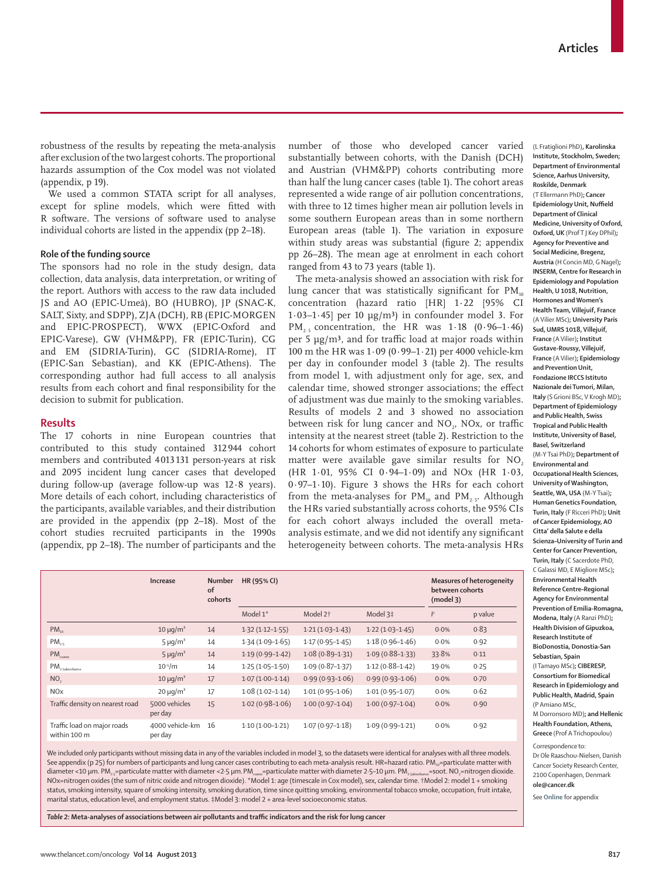robustness of the results by repeating the meta-analysis after exclusion of the two largest cohorts. The proportional hazards assumption of the Cox model was not violated (appendix, p 19).

We used a common STATA script for all analyses, except for spline models, which were fitted with R software. The versions of software used to analyse individual cohorts are listed in the appendix (pp 2–18).

### Role of the funding source

The sponsors had no role in the study design, data collection, data analysis, data interpretation, or writing of the report. Authors with access to the raw data included JS and AO (EPIC-Umeå), BO (HUBRO), JP (SNAC-K, SALT, Sixty, and SDPP), ZJA (DCH), RB (EPIC-MORGEN and EPIC-PROSPECT), WWX (EPIC-Oxford and EPIC-Varese), GW (VHM&PP), FR (EPIC-Turin), CG and EM (SIDRIA-Turin), GC (SIDRIA-Rome), IT (EPIC-San Sebastian), and KK (EPIC-Athens). The corresponding author had full access to all analysis results from each cohort and final responsibility for the decision to submit for publication.

## Results

The 17 cohorts in nine European countries that contributed to this study contained 312 944 cohort members and contributed 4 013 131 person-years at risk and 2095 incident lung cancer cases that developed during follow-up (average follow-up was 12·8 years). More details of each cohort, including characteristics of the participants, available variables, and their distribution are provided in the appendix (pp 2–18). Most of the cohort studies recruited participants in the 1990s (appendix, pp 2–18). The number of participants and the number of those who developed cancer varied substantially between cohorts, with the Danish (DCH) and Austrian (VHM&PP) cohorts contributing more than half the lung cancer cases (table 1). The cohort areas represented a wide range of air pollution concentrations, with three to 12 times higher mean air pollution levels in some southern European areas than in some northern European areas (table 1). The variation in exposure within study areas was substantial (figure 2; appendix pp 26–28). The mean age at enrolment in each cohort ranged from 43 to 73 years (table 1).

The meta-analysis showed an association with risk for lung cancer that was statistically significant for $PM_{10}$ concentration (hazard ratio [HR] 1·22 [95% CI 1·03–1·45] per 10 μg/m³) in confounder model 3. For $PM_{2·5}$ concentration, the HR was 1·18 (0·96–1·46) per 5 μg/m³, and for traffic load at major roads within 100 m the HR was 1·09 (0·99–1·21) per 4000 vehicle-km per day in confounder model 3 (table 2). The results from model 1, with adjustment only for age, sex, and calendar time, showed stronger associations; the effect of adjustment was due mainly to the smoking variables. Results of models 2 and 3 showed no association between risk for lung cancer and $NO_2$, NOx, or traffic intensity at the nearest street (table 2). Restriction to the 14 cohorts for whom estimates of exposure to particulate matter were available gave similar results for $NO_2$ (HR 1·01, 95% CI 0·94–1·09) and NOx (HR 1·03, 0·97–1·10). Figure 3 shows the HRs for each cohort from the meta-analyses for $PM_{10}$ and $PM_{2·5}$. Although the HRs varied substantially across cohorts, the 95% CIs for each cohort always included the overall meta-analysis estimate, and we did not identify any significant heterogeneity between cohorts. The meta-analysis HRs

| | Increase | Number of cohorts | HR (95% CI) | | | Measures of heterogeneity between cohorts (model 3) | |
|---|---|---|---|---|---|---|---|
| | | | Model 1* | Model 2† | Model 3‡ | $I^2$ | p value |
| $PM_{10}$ | 10 μg/m³ | 14 | 1·32 (1·12–1·55) | 1·21 (1·03–1·43) | 1·22 (1·03–1·45) | 0·0% | 0·83 |
| $PM_{2·5}$ | 5 μg/m³ | 14 | 1·34 (1·09–1·65) | 1·17 (0·95–1·45) | 1·18 (0·96–1·46) | 0·0% | 0·92 |
| $PM_{coarse}$ | 5 μg/m³ | 14 | 1·19 (0·99–1·42) | 1·08 (0·89–1·31) | 1·09 (0·88–1·33) | 33·8% | 0·11 |
| $PM_{2·5\,absorbance}$ | $10^{-5}$/m | 14 | 1·25 (1·05–1·50) | 1·09 (0·87–1·37) | 1·12 (0·88–1·42) | 19·0% | 0·25 |
| $NO_2$ | 10 μg/m³ | 17 | 1·07 (1·00–1·14) | 0·99 (0·93–1·06) | 0·99 (0·93–1·06) | 0·0% | 0·70 |
| NOx | 20 μg/m³ | 17 | 1·08 (1·02–1·14) | 1·01 (0·95–1·06) | 1·01 (0·95–1·07) | 0·0% | 0·62 |
| Traffic density on nearest road | 5000 vehicles per day | 15 | 1·02 (0·98–1·06) | 1·00 (0·97–1·04) | 1·00 (0·97–1·04) | 0·0% | 0·90 |
| Traffic load on major roads within 100 m | 4000 vehicle-km per day | 16 | 1·10 (1·00–1·21) | 1·07 (0·97–1·18) | 1·09 (0·99–1·21) | 0·0% | 0·92 |

We included only participants without missing data in any of the variables included in model 3, so the datasets were identical for analyses with all three models. See appendix (p 25) for numbers of participants and lung cancer cases contributing to each meta-analysis result. HR=hazard ratio. $PM_{10}$=particulate matter with diameter <10 μm. $PM_{2·5}$=particulate matter with diameter <2·5 μm. $PM_{coarse}$=particulate matter with diameter 2·5–10 μm. $PM_{2·5\,absorbance}$=soot. $NO_2$=nitrogen dioxide. NOx=nitrogen oxides (the sum of nitric oxide and nitrogen dioxide). *Model 1: age (timescale in Cox model), sex, calendar time. †Model 2: model 1 + smoking status, smoking intensity, square of smoking intensity, smoking duration, time since quitting smoking, environmental tobacco smoke, occupation, fruit intake, marital status, education level, and employment status. ‡Model 3: model 2 + area-level socioeconomic status.

*Table 2:* **Meta-analyses of associations between air pollutants and traffic indicators and the risk for lung cancer**

(L Fratiglioni PhD), **Karolinska Institute, Stockholm, Sweden; Department of Environmental Science, Aarhus University, Roskilde, Denmark** (T Ellermann PhD)**; Cancer Epidemiology Unit, Nuffield Department of Clinical Medicine, University of Oxford, Oxford, UK** (Prof T J Key DPhil)**; Agency for Preventive and Social Medicine, Bregenz, Austria** (H Concin MD, G Nagel)**; INSERM, Centre for Research in Epidemiology and Population Health, U 1018, Nutrition, Hormones and Women's Health Team, Villejuif, France** (A Vilier MSc)**; University Paris Sud, UMRS 1018, Villejuif, France** (A Vilier)**; Institut Gustave-Roussy, Villejuif, France** (A Vilier)**; Epidemiology and Prevention Unit, Fondazione IRCCS Istituto Nazionale dei Tumori, Milan, Italy** (S Grioni BSc, V Krogh MD)**; Department of Epidemiology and Public Health, Swiss Tropical and Public Health Institute, University of Basel, Basel, Switzerland** (M-Y Tsai PhD)**; Department of Environmental and Occupational Health Sciences, University of Washington, Seattle, WA, USA** (M-Y Tsai)**; Human Genetics Foundation, Turin, Italy** (F Ricceri PhD)**; Unit of Cancer Epidemiology, AO Citta' della Salute e della Scienza–University of Turin and Center for Cancer Prevention, Turin, Italy** (C Sacerdote PhD, C Galassi MD, E Migliore MSc)**; Environmental Health Reference Centre–Regional Agency for Environmental Prevention of Emilia-Romagna, Modena, Italy** (A Ranzi PhD)**; Health Division of Gipuzkoa, Research Institute of BioDonostia, Donostia-San Sebastian, Spain** (I Tamayo MSc)**; CIBERESP, Consortium for Biomedical Research in Epidemiology and Public Health, Madrid, Spain** (P Amiano MSc, M Dorronsoro MD)**; and Hellenic Health Foundation, Athens, Greece** (Prof A Trichopoulou)

Correspondence to:
Dr Ole Raaschou-Nielsen, Danish Cancer Society Research Center, 2100 Copenhagen, Denmark
**ole@cancer.dk**

See **Online** for appendix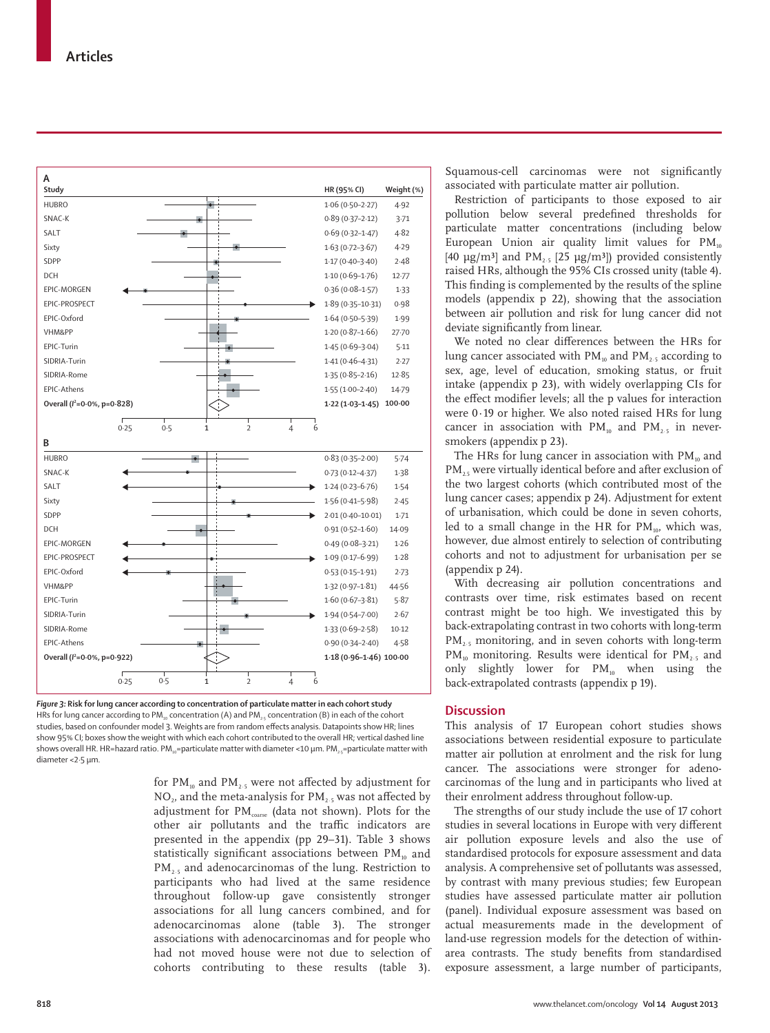**A**

| Study | HR (95% CI) | Weight (%) |
|---|---|---|
| HUBRO | 1·06 (0·50–2·27) | 4·92 |
| SNAC-K | 0·89 (0·37–2·12) | 3·71 |
| SALT | 0·69 (0·32–1·47) | 4·82 |
| Sixty | 1·63 (0·72–3·67) | 4·29 |
| SDPP | 1·17 (0·40–3·40) | 2·48 |
| DCH | 1·10 (0·69–1·76) | 12·77 |
| EPIC-MORGEN | 0·36 (0·08–1·57) | 1·33 |
| EPIC-PROSPECT | 1·89 (0·35–10·31) | 0·98 |
| EPIC-Oxford | 1·64 (0·50–5·39) | 1·99 |
| VHM&PP | 1·20 (0·87–1·66) | 27·70 |
| EPIC-Turin | 1·45 (0·69–3·04) | 5·11 |
| SIDRIA-Turin | 1·41 (0·46–4·31) | 2·27 |
| SIDRIA-Rome | 1·35 (0·85–2·16) | 12·85 |
| EPIC-Athens | 1·55 (1·00–2·40) | 14·79 |
| **Overall ($I^2$=0·0%, p=0·828)** | **1·22 (1·03–1·45)** | **100·00** |

**B**

| Study | HR (95% CI) | Weight (%) |
|---|---|---|
| HUBRO | 0·83 (0·35–2·00) | 5·74 |
| SNAC-K | 0·73 (0·12–4·37) | 1·38 |
| SALT | 1·24 (0·23–6·76) | 1·54 |
| Sixty | 1·56 (0·41–5·98) | 2·45 |
| SDPP | 2·01 (0·40–10·01) | 1·71 |
| DCH | 0·91 (0·52–1·60) | 14·09 |
| EPIC-MORGEN | 0·49 (0·08–3·21) | 1·26 |
| EPIC-PROSPECT | 1·09 (0·17–6·99) | 1·28 |
| EPIC-Oxford | 0·53 (0·15–1·91) | 2·73 |
| VHM&PP | 1·32 (0·97–1·81) | 44·56 |
| EPIC-Turin | 1·60 (0·67–3·81) | 5·87 |
| SIDRIA-Turin | 1·94 (0·54–7·00) | 2·67 |
| SIDRIA-Rome | 1·33 (0·69–2·58) | 10·12 |
| EPIC-Athens | 0·90 (0·34–2·40) | 4·58 |
| **Overall ($I^2$=0·0%, p=0·922)** | **1·18 (0·96–1·46)** | **100·00** |

***Figure 3:*** **Risk for lung cancer according to concentration of particulate matter in each cohort study**
HRs for lung cancer according to $PM_{10}$ concentration (A) and $PM_{2·5}$ concentration (B) in each of the cohort studies, based on confounder model 3. Weights are from random effects analysis. Datapoints show HR; lines show 95% CI; boxes show the weight with which each cohort contributed to the overall HR; vertical dashed line shows overall HR. HR=hazard ratio. $PM_{10}$=particulate matter with diameter <10 μm. $PM_{2·5}$=particulate matter with diameter <2·5 μm.

for $PM_{10}$ and $PM_{2·5}$ were not affected by adjustment for $NO_2$, and the meta-analysis for $PM_{2·5}$ was not affected by adjustment for $PM_{coarse}$ (data not shown). Plots for the other air pollutants and the traffic indicators are presented in the appendix (pp 29–31). Table 3 shows statistically significant associations between $PM_{10}$ and $PM_{2·5}$ and adenocarcinomas of the lung. Restriction to participants who had lived at the same residence throughout follow-up gave consistently stronger associations for all lung cancers combined, and for adenocarcinomas alone (table 3). The stronger associations with adenocarcinomas and for people who had not moved house were not due to selection of cohorts contributing to these results (table 3). Squamous-cell carcinomas were not significantly associated with particulate matter air pollution.

Restriction of participants to those exposed to air pollution below several predefined thresholds for particulate matter concentrations (including below European Union air quality limit values for $PM_{10}$ [40 μg/m³] and $PM_{2·5}$ [25 μg/m³]) provided consistently raised HRs, although the 95% CIs crossed unity (table 4). This finding is complemented by the results of the spline models (appendix p 22), showing that the association between air pollution and risk for lung cancer did not deviate significantly from linear.

We noted no clear differences between the HRs for lung cancer associated with $PM_{10}$ and $PM_{2·5}$ according to sex, age, level of education, smoking status, or fruit intake (appendix p 23), with widely overlapping CIs for the effect modifier levels; all the p values for interaction were 0·19 or higher. We also noted raised HRs for lung cancer in association with $PM_{10}$ and $PM_{2·5}$ in never-smokers (appendix p 23).

The HRs for lung cancer in association with $PM_{10}$ and $PM_{2·5}$ were virtually identical before and after exclusion of the two largest cohorts (which contributed most of the lung cancer cases; appendix p 24). Adjustment for extent of urbanisation, which could be done in seven cohorts, led to a small change in the HR for $PM_{10}$, which was, however, due almost entirely to selection of contributing cohorts and not to adjustment for urbanisation per se (appendix p 24).

With decreasing air pollution concentrations and contrasts over time, risk estimates based on recent contrast might be too high. We investigated this by back-extrapolating contrast in two cohorts with long-term $PM_{2·5}$ monitoring, and in seven cohorts with long-term $PM_{10}$ monitoring. Results were identical for $PM_{2·5}$ and only slightly lower for $PM_{10}$ when using the back-extrapolated contrasts (appendix p 19).

## Discussion

This analysis of 17 European cohort studies shows associations between residential exposure to particulate matter air pollution at enrolment and the risk for lung cancer. The associations were stronger for adenocarcinomas of the lung and in participants who lived at their enrolment address throughout follow-up.

The strengths of our study include the use of 17 cohort studies in several locations in Europe with very different air pollution exposure levels and also the use of standardised protocols for exposure assessment and data analysis. A comprehensive set of pollutants was assessed, by contrast with many previous studies; few European studies have assessed particulate matter air pollution (panel). Individual exposure assessment was based on actual measurements made in the development of land-use regression models for the detection of within-area contrasts. The study benefits from standardised exposure assessment, a large number of participants,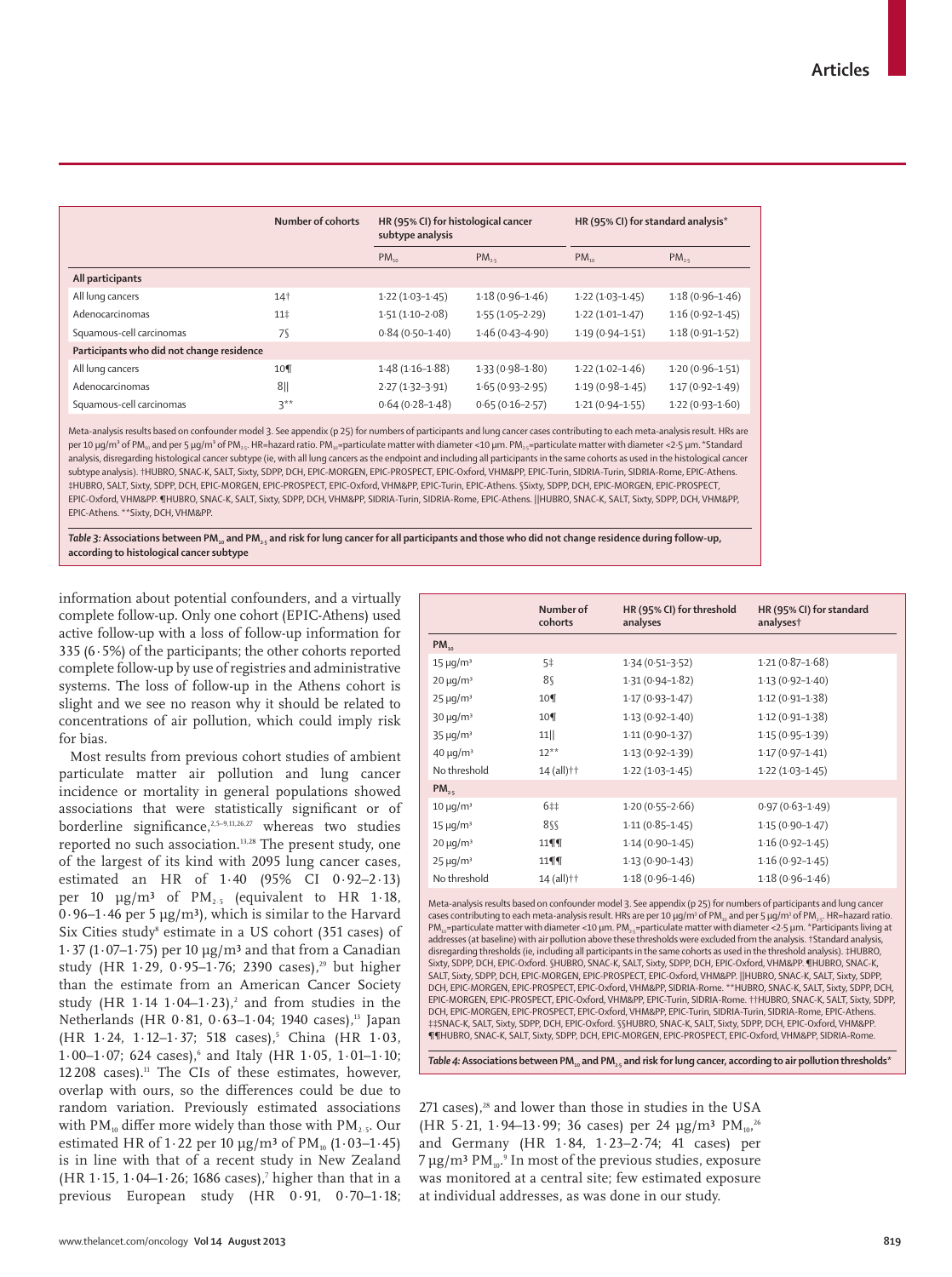|  | Number of cohorts | HR (95% CI) for histological cancer subtype analysis |  | HR (95% CI) for standard analysis* |  |
|---|---|---|---|---|---|
|  |  | $PM_{10}$ | $PM_{2.5}$ | $PM_{10}$ | $PM_{2.5}$ |
| **All participants** |  |  |  |  |  |
| All lung cancers | 14† | 1·22 (1·03–1·45) | 1·18 (0·96–1·46) | 1·22 (1·03–1·45) | 1·18 (0·96–1·46) |
| Adenocarcinomas | 11‡ | 1·51 (1·10–2·08) | 1·55 (1·05–2·29) | 1·22 (1·01–1·47) | 1·16 (0·92–1·45) |
| Squamous-cell carcinomas | 7§ | 0·84 (0·50–1·40) | 1·46 (0·43–4·90) | 1·19 (0·94–1·51) | 1·18 (0·91–1·52) |
| **Participants who did not change residence** |  |  |  |  |  |
| All lung cancers | 10¶ | 1·48 (1·16–1·88) | 1·33 (0·98–1·80) | 1·22 (1·02–1·46) | 1·20 (0·96–1·51) |
| Adenocarcinomas | 8‖ | 2·27 (1·32–3·91) | 1·65 (0·93–2·95) | 1·19 (0·98–1·45) | 1·17 (0·92–1·49) |
| Squamous-cell carcinomas | 3** | 0·64 (0·28–1·48) | 0·65 (0·16–2·57) | 1·21 (0·94–1·55) | 1·22 (0·93–1·60) |

Meta-analysis results based on confounder model 3. See appendix (p 25) for numbers of participants and lung cancer cases contributing to each meta-analysis result. HRs are per 10 μg/m³ of $PM_{10}$ and per 5 μg/m³ of $PM_{2.5}$. HR=hazard ratio. $PM_{10}$=particulate matter with diameter <10 μm. $PM_{2.5}$=particulate matter with diameter <2·5 μm. *Standard analysis, disregarding histological cancer subtype (ie, with all lung cancers as the endpoint and including all participants in the same cohorts as used in the histological cancer subtype analysis). †HUBRO, SNAC-K, SALT, Sixty, SDPP, DCH, EPIC-MORGEN, EPIC-PROSPECT, EPIC-Oxford, VHM&PP, EPIC-Turin, SIDRIA-Turin, SIDRIA-Rome, EPIC-Athens. ‡HUBRO, SALT, Sixty, SDPP, DCH, EPIC-MORGEN, EPIC-PROSPECT, EPIC-Oxford, VHM&PP, EPIC-Turin, EPIC-Athens. §Sixty, SDPP, DCH, EPIC-MORGEN, EPIC-PROSPECT, EPIC-Oxford, VHM&PP. ¶HUBRO, SNAC-K, SALT, Sixty, SDPP, DCH, VHM&PP, SIDRIA-Turin, SIDRIA-Rome, EPIC-Athens. ‖HUBRO, SNAC-K, SALT, Sixty, SDPP, DCH, VHM&PP, EPIC-Athens. **Sixty, DCH, VHM&PP.

*Table 3:* **Associations between $PM_{10}$ and $PM_{2.5}$ and risk for lung cancer for all participants and those who did not change residence during follow-up, according to histological cancer subtype**

information about potential confounders, and a virtually complete follow-up. Only one cohort (EPIC-Athens) used active follow-up with a loss of follow-up information for 335 (6·5%) of the participants; the other cohorts reported complete follow-up by use of registries and administrative systems. The loss of follow-up in the Athens cohort is slight and we see no reason why it should be related to concentrations of air pollution, which could imply risk for bias.

Most results from previous cohort studies of ambient particulate matter air pollution and lung cancer incidence or mortality in general populations showed associations that were statistically significant or of borderline significance,[2,5–9,11,26,27] whereas two studies reported no such association.[13,28] The present study, one of the largest of its kind with 2095 lung cancer cases, estimated an HR of 1·40 (95% CI 0·92–2·13) per 10 μg/m³ of $PM_{2.5}$ (equivalent to HR 1·18, 0·96–1·46 per 5 μg/m³), which is similar to the Harvard Six Cities study[8] estimate in a US cohort (351 cases) of 1·37 (1·07–1·75) per 10 μg/m³ and that from a Canadian study (HR 1·29, 0·95–1·76; 2390 cases),[29] but higher than the estimate from an American Cancer Society study (HR 1·14 1·04–1·23),[2] and from studies in the Netherlands (HR 0·81, 0·63–1·04; 1940 cases),[13] Japan (HR 1·24, 1·12–1·37; 518 cases),[5] China (HR 1·03, 1·00–1·07; 624 cases),[6] and Italy (HR 1·05, 1·01–1·10; 12 208 cases).[11] The CIs of these estimates, however, overlap with ours, so the differences could be due to random variation. Previously estimated associations with $PM_{10}$ differ more widely than those with $PM_{2.5}$. Our estimated HR of 1·22 per 10 μg/m³ of $PM_{10}$ (1·03–1·45) is in line with that of a recent study in New Zealand (HR 1·15, 1·04–1·26; 1686 cases),[7] higher than that in a previous European study (HR 0·91, 0·70–1·18; 271 cases),[28] and lower than those in studies in the USA (HR 5·21, 1·94–13·99; 36 cases) per 24 μg/m³ $PM_{10}$,[26] and Germany (HR 1·84, 1·23–2·74; 41 cases) per 7 μg/m³ $PM_{10}$.[9] In most of the previous studies, exposure was monitored at a central site; few estimated exposure at individual addresses, as was done in our study.

|  | Number of cohorts | HR (95% CI) for threshold analyses | HR (95% CI) for standard analyses† |
|---|---|---|---|
| **$PM_{10}$** |  |  |  |
| 15 μg/m³ | 5‡ | 1·34 (0·51–3·52) | 1·21 (0·87–1·68) |
| 20 μg/m³ | 8§ | 1·31 (0·94–1·82) | 1·13 (0·92–1·40) |
| 25 μg/m³ | 10¶ | 1·17 (0·93–1·47) | 1·12 (0·91–1·38) |
| 30 μg/m³ | 10¶ | 1·13 (0·92–1·40) | 1·12 (0·91–1·38) |
| 35 μg/m³ | 11‖ | 1·11 (0·90–1·37) | 1·15 (0·95–1·39) |
| 40 μg/m³ | 12** | 1·13 (0·92–1·39) | 1·17 (0·97–1·41) |
| No threshold | 14 (all)†† | 1·22 (1·03–1·45) | 1·22 (1·03–1·45) |
| **$PM_{2.5}$** |  |  |  |
| 10 μg/m³ | 6‡‡ | 1·20 (0·55–2·66) | 0·97 (0·63–1·49) |
| 15 μg/m³ | 8§§ | 1·11 (0·85–1·45) | 1·15 (0·90–1·47) |
| 20 μg/m³ | 11¶¶ | 1·14 (0·90–1·45) | 1·16 (0·92–1·45) |
| 25 μg/m³ | 11¶¶ | 1·13 (0·90–1·43) | 1·16 (0·92–1·45) |
| No threshold | 14 (all)†† | 1·18 (0·96–1·46) | 1·18 (0·96–1·46) |

Meta-analysis results based on confounder model 3. See appendix (p 25) for numbers of participants and lung cancer cases contributing to each meta-analysis result. HRs are per 10 μg/m³ of $PM_{10}$ and per 5 μg/m³ of $PM_{2.5}$. HR=hazard ratio. $PM_{10}$=particulate matter with diameter <10 μm. $PM_{2.5}$=particulate matter with diameter <2·5 μm. *Participants living at addresses (at baseline) with air pollution above these thresholds were excluded from the analysis. †Standard analysis, disregarding thresholds (ie, including all participants in the same cohorts as used in the threshold analysis). ‡HUBRO, Sixty, SDPP, DCH, EPIC-Oxford. §HUBRO, SNAC-K, SALT, Sixty, SDPP, DCH, EPIC-Oxford, VHM&PP. ¶HUBRO, SNAC-K, SALT, Sixty, SDPP, DCH, EPIC-MORGEN, EPIC-PROSPECT, EPIC-Oxford, VHM&PP. ‖HUBRO, SNAC-K, SALT, Sixty, SDPP, DCH, EPIC-MORGEN, EPIC-PROSPECT, EPIC-Oxford, VHM&PP, SIDRIA-Rome. **HUBRO, SNAC-K, SALT, Sixty, SDPP, DCH, EPIC-MORGEN, EPIC-PROSPECT, EPIC-Oxford, VHM&PP, EPIC-Turin, SIDRIA-Rome. ††HUBRO, SNAC-K, SALT, Sixty, SDPP, DCH, EPIC-MORGEN, EPIC-PROSPECT, EPIC-Oxford, VHM&PP, EPIC-Turin, SIDRIA-Turin, SIDRIA-Rome, EPIC-Athens. ‡‡SNAC-K, SALT, Sixty, SDPP, DCH, EPIC-Oxford. §§HUBRO, SNAC-K, SALT, Sixty, SDPP, DCH, EPIC-Oxford, VHM&PP. ¶¶HUBRO, SNAC-K, SALT, Sixty, SDPP, DCH, EPIC-MORGEN, EPIC-PROSPECT, EPIC-Oxford, VHM&PP, SIDRIA-Rome.

*Table 4:* **Associations between $PM_{10}$ and $PM_{2.5}$ and risk for lung cancer, according to air pollution thresholds***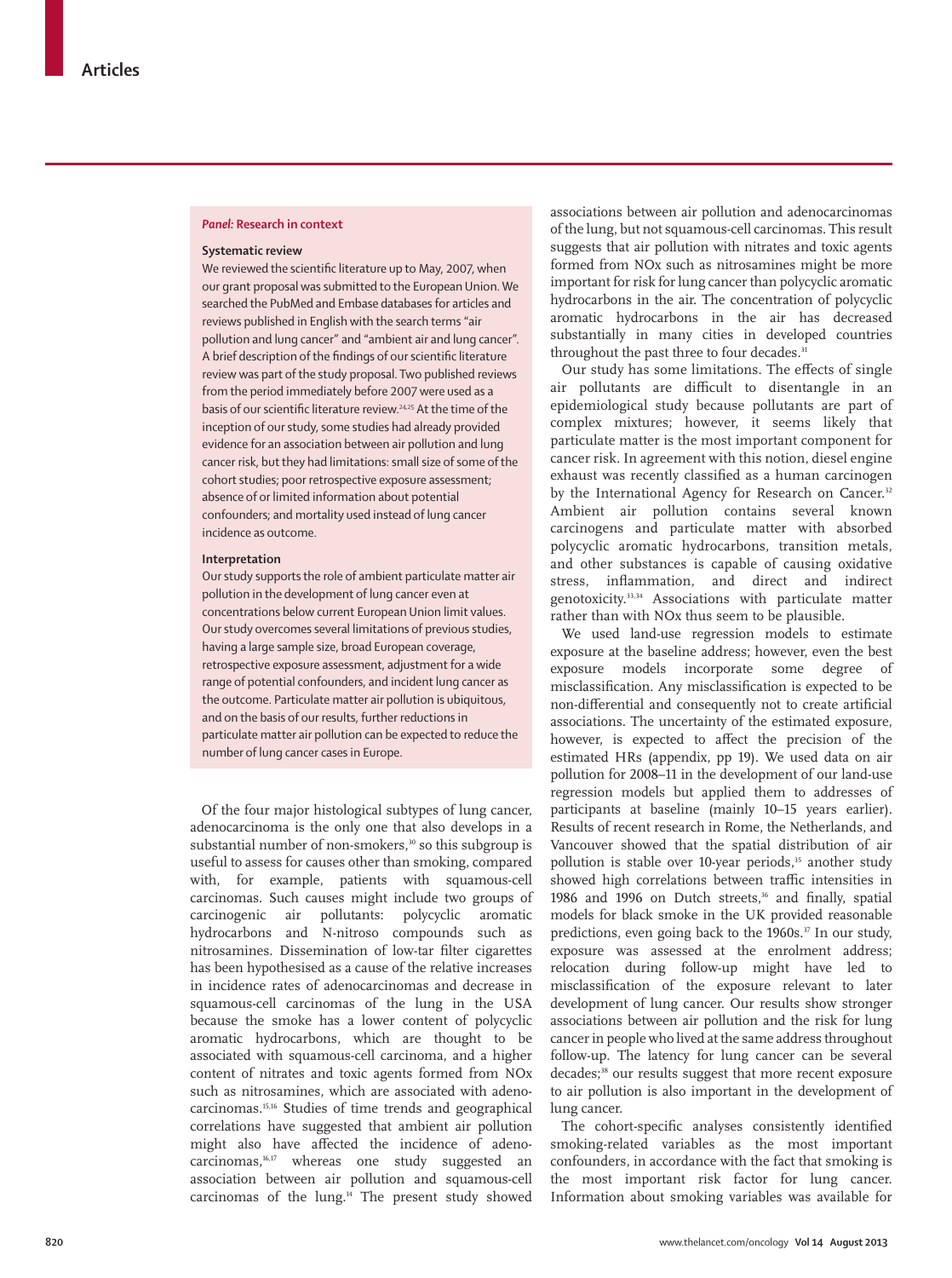### Panel: Research in context

**Systematic review**

We reviewed the scientific literature up to May, 2007, when our grant proposal was submitted to the European Union. We searched the PubMed and Embase databases for articles and reviews published in English with the search terms "air pollution and lung cancer" and "ambient air and lung cancer". A brief description of the findings of our scientific literature review was part of the study proposal. Two published reviews from the period immediately before 2007 were used as a basis of our scientific literature review.[24,25] At the time of the inception of our study, some studies had already provided evidence for an association between air pollution and lung cancer risk, but they had limitations: small size of some of the cohort studies; poor retrospective exposure assessment; absence of or limited information about potential confounders; and mortality used instead of lung cancer incidence as outcome.

**Interpretation**

Our study supports the role of ambient particulate matter air pollution in the development of lung cancer even at concentrations below current European Union limit values. Our study overcomes several limitations of previous studies, having a large sample size, broad European coverage, retrospective exposure assessment, adjustment for a wide range of potential confounders, and incident lung cancer as the outcome. Particulate matter air pollution is ubiquitous, and on the basis of our results, further reductions in particulate matter air pollution can be expected to reduce the number of lung cancer cases in Europe.

Of the four major histological subtypes of lung cancer, adenocarcinoma is the only one that also develops in a substantial number of non-smokers,[30] so this subgroup is useful to assess for causes other than smoking, compared with, for example, patients with squamous-cell carcinomas. Such causes might include two groups of carcinogenic air pollutants: polycyclic aromatic hydrocarbons and N-nitroso compounds such as nitrosamines. Dissemination of low-tar filter cigarettes has been hypothesised as a cause of the relative increases in incidence rates of adenocarcinomas and decrease in squamous-cell carcinomas of the lung in the USA because the smoke has a lower content of polycyclic aromatic hydrocarbons, which are thought to be associated with squamous-cell carcinoma, and a higher content of nitrates and toxic agents formed from NOx such as nitrosamines, which are associated with adenocarcinomas.[15,16] Studies of time trends and geographical correlations have suggested that ambient air pollution might also have affected the incidence of adenocarcinomas,[16,17] whereas one study suggested an association between air pollution and squamous-cell carcinomas of the lung.[14] The present study showed associations between air pollution and adenocarcinomas of the lung, but not squamous-cell carcinomas. This result suggests that air pollution with nitrates and toxic agents formed from NOx such as nitrosamines might be more important for risk for lung cancer than polycyclic aromatic hydrocarbons in the air. The concentration of polycyclic aromatic hydrocarbons in the air has decreased substantially in many cities in developed countries throughout the past three to four decades.[31]

Our study has some limitations. The effects of single air pollutants are difficult to disentangle in an epidemiological study because pollutants are part of complex mixtures; however, it seems likely that particulate matter is the most important component for cancer risk. In agreement with this notion, diesel engine exhaust was recently classified as a human carcinogen by the International Agency for Research on Cancer.[32] Ambient air pollution contains several known carcinogens and particulate matter with absorbed polycyclic aromatic hydrocarbons, transition metals, and other substances is capable of causing oxidative stress, inflammation, and direct and indirect genotoxicity.[33,34] Associations with particulate matter rather than with NOx thus seem to be plausible.

We used land-use regression models to estimate exposure at the baseline address; however, even the best exposure models incorporate some degree of misclassification. Any misclassification is expected to be non-differential and consequently not to create artificial associations. The uncertainty of the estimated exposure, however, is expected to affect the precision of the estimated HRs (appendix, pp 19). We used data on air pollution for 2008–11 in the development of our land-use regression models but applied them to addresses of participants at baseline (mainly 10–15 years earlier). Results of recent research in Rome, the Netherlands, and Vancouver showed that the spatial distribution of air pollution is stable over 10-year periods,[35] another study showed high correlations between traffic intensities in 1986 and 1996 on Dutch streets,[36] and finally, spatial models for black smoke in the UK provided reasonable predictions, even going back to the 1960s.[37] In our study, exposure was assessed at the enrolment address; relocation during follow-up might have led to misclassification of the exposure relevant to later development of lung cancer. Our results show stronger associations between air pollution and the risk for lung cancer in people who lived at the same address throughout follow-up. The latency for lung cancer can be several decades;[38] our results suggest that more recent exposure to air pollution is also important in the development of lung cancer.

The cohort-specific analyses consistently identified smoking-related variables as the most important confounders, in accordance with the fact that smoking is the most important risk factor for lung cancer. Information about smoking variables was available for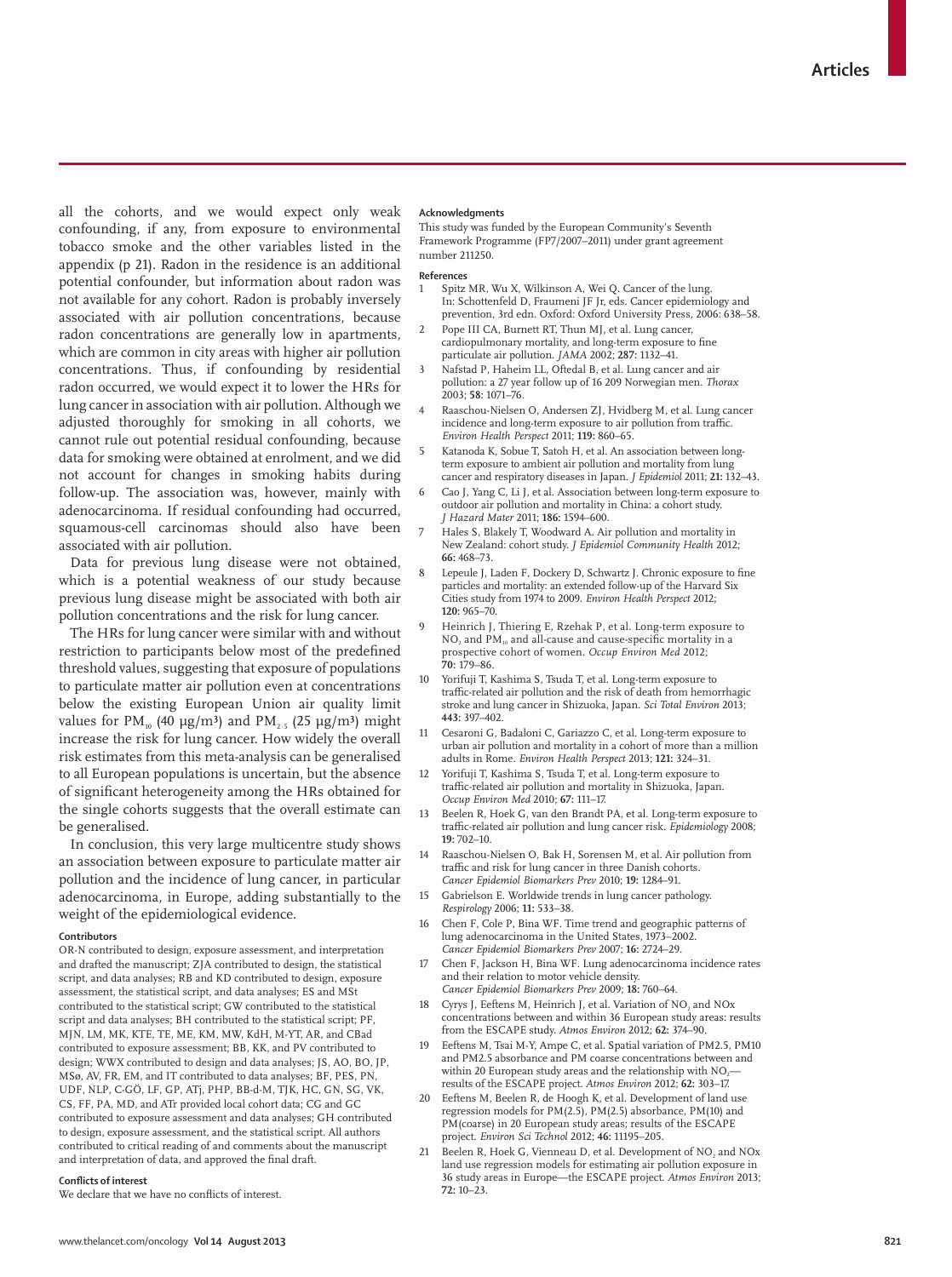all the cohorts, and we would expect only weak confounding, if any, from exposure to environmental tobacco smoke and the other variables listed in the appendix (p 21). Radon in the residence is an additional potential confounder, but information about radon was not available for any cohort. Radon is probably inversely associated with air pollution concentrations, because radon concentrations are generally low in apartments, which are common in city areas with higher air pollution concentrations. Thus, if confounding by residential radon occurred, we would expect it to lower the HRs for lung cancer in association with air pollution. Although we adjusted thoroughly for smoking in all cohorts, we cannot rule out potential residual confounding, because data for smoking were obtained at enrolment, and we did not account for changes in smoking habits during follow-up. The association was, however, mainly with adenocarcinoma. If residual confounding had occurred, squamous-cell carcinomas should also have been associated with air pollution.

Data for previous lung disease were not obtained, which is a potential weakness of our study because previous lung disease might be associated with both air pollution concentrations and the risk for lung cancer.

The HRs for lung cancer were similar with and without restriction to participants below most of the predefined threshold values, suggesting that exposure of populations to particulate matter air pollution even at concentrations below the existing European Union air quality limit values for $PM_{10}$ (40 μg/m³) and $PM_{2.5}$ (25 μg/m³) might increase the risk for lung cancer. How widely the overall risk estimates from this meta-analysis can be generalised to all European populations is uncertain, but the absence of significant heterogeneity among the HRs obtained for the single cohorts suggests that the overall estimate can be generalised.

In conclusion, this very large multicentre study shows an association between exposure to particulate matter air pollution and the incidence of lung cancer, in particular adenocarcinoma, in Europe, adding substantially to the weight of the epidemiological evidence.

#### Contributors

OR-N contributed to design, exposure assessment, and interpretation and drafted the manuscript; ZJA contributed to design, the statistical script, and data analyses; RB and KD contributed to design, exposure assessment, the statistical script, and data analyses; ES and MSt contributed to the statistical script; GW contributed to the statistical script and data analyses; BH contributed to the statistical script; PF, MJN, LM, MK, KTE, TE, ME, KM, MW, KdH, M-YT, AR, and CBad contributed to exposure assessment; BB, KK, and PV contributed to design; WWX contributed to design and data analyses; JS, AO, BO, JP, MSø, AV, FR, EM, and IT contributed to data analyses; BF, PES, PN, UDF, NLP, C-GÖ, LF, GP, ATj, PHP, BB-d-M, TJK, HC, GN, SG, VK, CS, FF, PA, MD, and ATr provided local cohort data; CG and GC contributed to exposure assessment and data analyses; GH contributed to design, exposure assessment, and the statistical script. All authors contributed to critical reading of and comments about the manuscript and interpretation of data, and approved the final draft.

#### Conflicts of interest

We declare that we have no conflicts of interest.

#### Acknowledgments

This study was funded by the European Community's Seventh Framework Programme (FP7/2007–2011) under grant agreement number 211250.

#### References

1. Spitz MR, Wu X, Wilkinson A, Wei Q. Cancer of the lung. In: Schottenfeld D, Fraumeni JF Jr, eds. Cancer epidemiology and prevention, 3rd edn. Oxford: Oxford University Press, 2006: 638–58.
2. Pope III CA, Burnett RT, Thun MJ, et al. Lung cancer, cardiopulmonary mortality, and long-term exposure to fine particulate air pollution. *JAMA* 2002; **287:** 1132–41.
3. Nafstad P, Haheim LL, Oftedal B, et al. Lung cancer and air pollution: a 27 year follow up of 16 209 Norwegian men. *Thorax* 2003; **58:** 1071–76.
4. Raaschou-Nielsen O, Andersen ZJ, Hvidberg M, et al. Lung cancer incidence and long-term exposure to air pollution from traffic. *Environ Health Perspect* 2011; **119:** 860–65.
5. Katanoda K, Sobue T, Satoh H, et al. An association between long-term exposure to ambient air pollution and mortality from lung cancer and respiratory diseases in Japan. *J Epidemiol* 2011; **21:** 132–43.
6. Cao J, Yang C, Li J, et al. Association between long-term exposure to outdoor air pollution and mortality in China: a cohort study. *J Hazard Mater* 2011; **186:** 1594–600.
7. Hales S, Blakely T, Woodward A. Air pollution and mortality in New Zealand: cohort study. *J Epidemiol Community Health* 2012; **66:** 468–73.
8. Lepeule J, Laden F, Dockery D, Schwartz J. Chronic exposure to fine particles and mortality: an extended follow-up of the Harvard Six Cities study from 1974 to 2009. *Environ Health Perspect* 2012; **120:** 965–70.
9. Heinrich J, Thiering E, Rzehak P, et al. Long-term exposure to $NO_2$ and $PM_{10}$ and all-cause and cause-specific mortality in a prospective cohort of women. *Occup Environ Med* 2012; **70:** 179–86.
10. Yorifuji T, Kashima S, Tsuda T, et al. Long-term exposure to traffic-related air pollution and the risk of death from hemorrhagic stroke and lung cancer in Shizuoka, Japan. *Sci Total Environ* 2013; **443:** 397–402.
11. Cesaroni G, Badaloni C, Gariazzo C, et al. Long-term exposure to urban air pollution and mortality in a cohort of more than a million adults in Rome. *Environ Health Perspect* 2013; **121:** 324–31.
12. Yorifuji T, Kashima S, Tsuda T, et al. Long-term exposure to traffic-related air pollution and mortality in Shizuoka, Japan. *Occup Environ Med* 2010; **67:** 111–17.
13. Beelen R, Hoek G, van den Brandt PA, et al. Long-term exposure to traffic-related air pollution and lung cancer risk. *Epidemiology* 2008; **19:** 702–10.
14. Raaschou-Nielsen O, Bak H, Sorensen M, et al. Air pollution from traffic and risk for lung cancer in three Danish cohorts. *Cancer Epidemiol Biomarkers Prev* 2010; **19:** 1284–91.
15. Gabrielson E. Worldwide trends in lung cancer pathology. *Respirology* 2006; **11:** 533–38.
16. Chen F, Cole P, Bina WF. Time trend and geographic patterns of lung adenocarcinoma in the United States, 1973–2002. *Cancer Epidemiol Biomarkers Prev* 2007; **16:** 2724–29.
17. Chen F, Jackson H, Bina WF. Lung adenocarcinoma incidence rates and their relation to motor vehicle density. *Cancer Epidemiol Biomarkers Prev* 2009; **18:** 760–64.
18. Cyrys J, Eeftens M, Heinrich J, et al. Variation of $NO_2$ and NOx concentrations between and within 36 European study areas: results from the ESCAPE study. *Atmos Environ* 2012; **62:** 374–90.
19. Eeftens M, Tsai M-Y, Ampe C, et al. Spatial variation of PM2.5, PM10 and PM2.5 absorbance and PM coarse concentrations between and within 20 European study areas and the relationship with $NO_2$—results of the ESCAPE project. *Atmos Environ* 2012; **62:** 303–17.
20. Eeftens M, Beelen R, de Hoogh K, et al. Development of land use regression models for PM(2.5), PM(2.5) absorbance, PM(10) and PM(coarse) in 20 European study areas; results of the ESCAPE project. *Environ Sci Technol* 2012; **46:** 11195–205.
21. Beelen R, Hoek G, Vienneau D, et al. Development of $NO_2$ and NOx land use regression models for estimating air pollution exposure in 36 study areas in Europe—the ESCAPE project. *Atmos Environ* 2013; **72:** 10–23.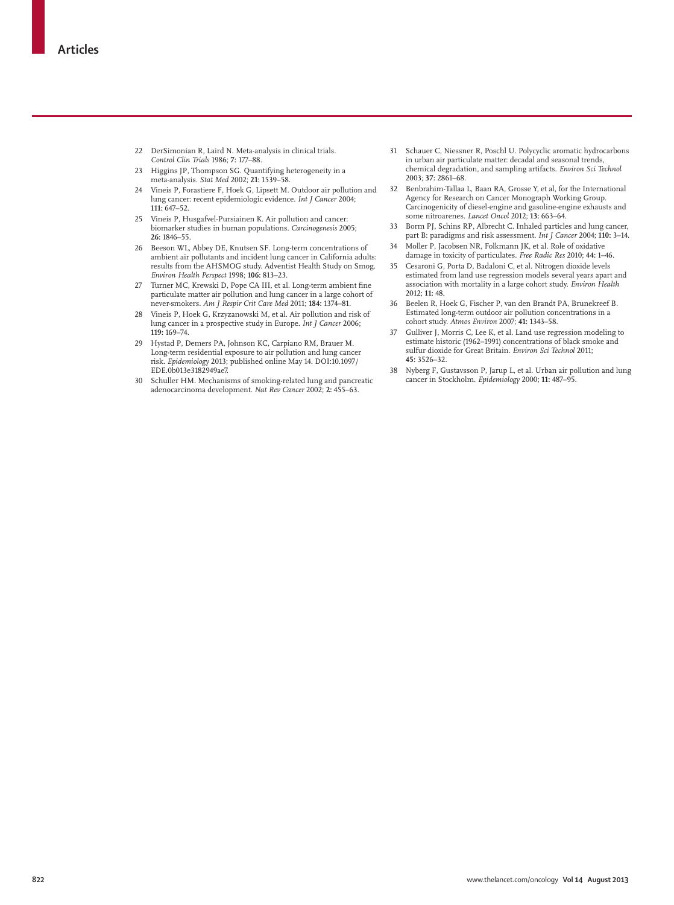22 DerSimonian R, Laird N. Meta-analysis in clinical trials. *Control Clin Trials* 1986; **7:** 177–88.

23 Higgins JP, Thompson SG. Quantifying heterogeneity in a meta-analysis. *Stat Med* 2002; **21:** 1539–58.

24 Vineis P, Forastiere F, Hoek G, Lipsett M. Outdoor air pollution and lung cancer: recent epidemiologic evidence. *Int J Cancer* 2004; **111:** 647–52.

25 Vineis P, Husgafvel-Pursiainen K. Air pollution and cancer: biomarker studies in human populations. *Carcinogenesis* 2005; **26:** 1846–55.

26 Beeson WL, Abbey DE, Knutsen SF. Long-term concentrations of ambient air pollutants and incident lung cancer in California adults: results from the AHSMOG study. Adventist Health Study on Smog. *Environ Health Perspect* 1998; **106:** 813–23.

27 Turner MC, Krewski D, Pope CA III, et al. Long-term ambient fine particulate matter air pollution and lung cancer in a large cohort of never-smokers. *Am J Respir Crit Care Med* 2011; **184:** 1374–81.

28 Vineis P, Hoek G, Krzyzanowski M, et al. Air pollution and risk of lung cancer in a prospective study in Europe. *Int J Cancer* 2006; **119:** 169–74.

29 Hystad P, Demers PA, Johnson KC, Carpiano RM, Brauer M. Long-term residential exposure to air pollution and lung cancer risk. *Epidemiology* 2013; published online May 14. DOI:10.1097/EDE.0b013e3182949ae7.

30 Schuller HM. Mechanisms of smoking-related lung and pancreatic adenocarcinoma development. *Nat Rev Cancer* 2002; **2:** 455–63.

31 Schauer C, Niessner R, Poschl U. Polycyclic aromatic hydrocarbons in urban air particulate matter: decadal and seasonal trends, chemical degradation, and sampling artifacts. *Environ Sci Technol* 2003; **37:** 2861–68.

32 Benbrahim-Tallaa L, Baan RA, Grosse Y, et al, for the International Agency for Research on Cancer Monograph Working Group. Carcinogenicity of diesel-engine and gasoline-engine exhausts and some nitroarenes. *Lancet Oncol* 2012; **13:** 663–64.

33 Borm PJ, Schins RP, Albrecht C. Inhaled particles and lung cancer, part B: paradigms and risk assessment. *Int J Cancer* 2004; **110:** 3–14.

34 Moller P, Jacobsen NR, Folkmann JK, et al. Role of oxidative damage in toxicity of particulates. *Free Radic Res* 2010; **44:** 1–46.

35 Cesaroni G, Porta D, Badaloni C, et al. Nitrogen dioxide levels estimated from land use regression models several years apart and association with mortality in a large cohort study. *Environ Health* 2012; **11:** 48.

36 Beelen R, Hoek G, Fischer P, van den Brandt PA, Brunekreef B. Estimated long-term outdoor air pollution concentrations in a cohort study. *Atmos Environ* 2007; **41:** 1343–58.

37 Gulliver J, Morris C, Lee K, et al. Land use regression modeling to estimate historic (1962–1991) concentrations of black smoke and sulfur dioxide for Great Britain. *Environ Sci Technol* 2011; **45:** 3526–32.

38 Nyberg F, Gustavsson P, Jarup L, et al. Urban air pollution and lung cancer in Stockholm. *Epidemiology* 2000; **11:** 487–95.